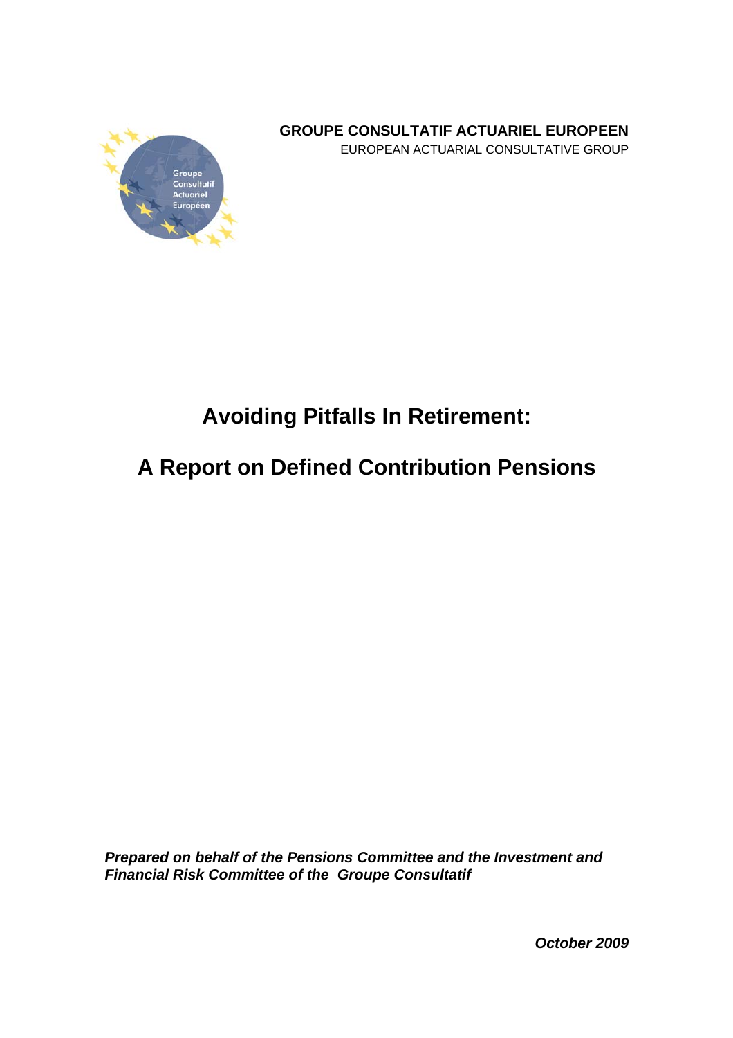**GROUPE CONSULTATIF ACTUARIEL EUROPEEN**

EUROPEAN ACTUARIAL CONSULTATIVE GROUP

# Avoiding Pitfalls In Retirement:

# A Report on Defined Contribution Pensions

***Prepared on behalf of the Pensions Committee and the Investment and Financial Risk Committee of the Groupe Consultatif***

***October 2009***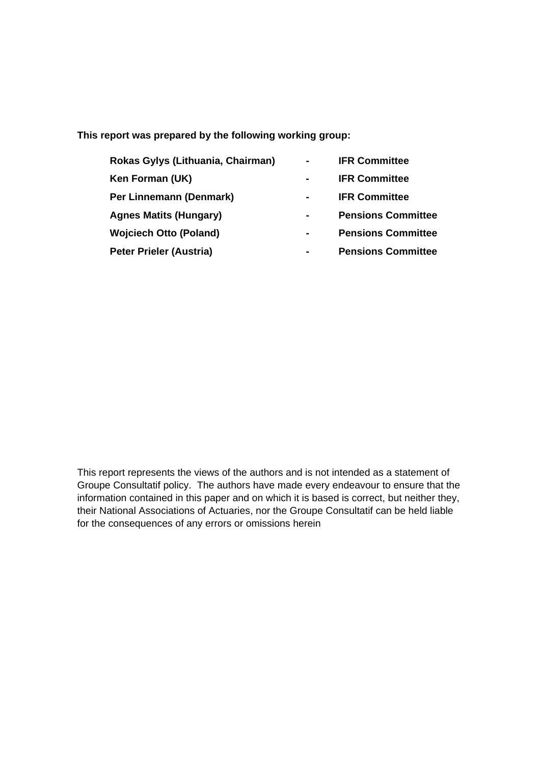**This report was prepared by the following working group:**

| | | |
|---|---|---|
| **Rokas Gylys (Lithuania, Chairman)** | **-** | **IFR Committee** |
| **Ken Forman (UK)** | **-** | **IFR Committee** |
| **Per Linnemann (Denmark)** | **-** | **IFR Committee** |
| **Agnes Matits (Hungary)** | **-** | **Pensions Committee** |
| **Wojciech Otto (Poland)** | **-** | **Pensions Committee** |
| **Peter Prieler (Austria)** | **-** | **Pensions Committee** |

This report represents the views of the authors and is not intended as a statement of Groupe Consultatif policy. The authors have made every endeavour to ensure that the information contained in this paper and on which it is based is correct, but neither they, their National Associations of Actuaries, nor the Groupe Consultatif can be held liable for the consequences of any errors or omissions herein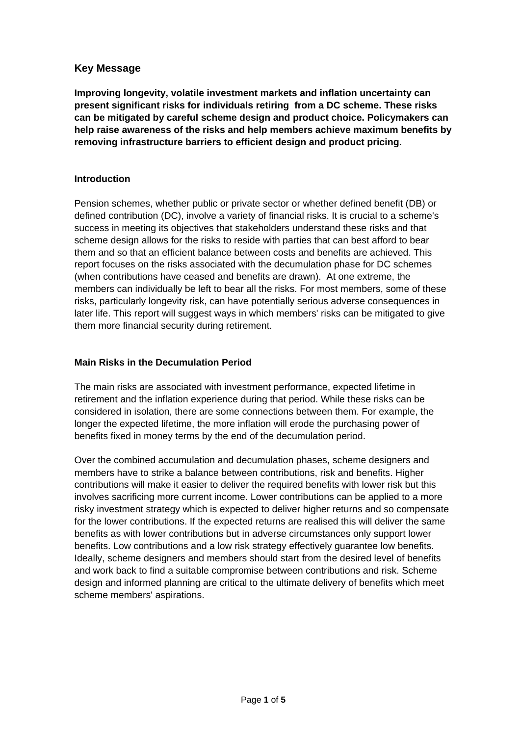## Key Message

**Improving longevity, volatile investment markets and inflation uncertainty can present significant risks for individuals retiring  from a DC scheme. These risks can be mitigated by careful scheme design and product choice. Policymakers can help raise awareness of the risks and help members achieve maximum benefits by removing infrastructure barriers to efficient design and product pricing.**

### Introduction

Pension schemes, whether public or private sector or whether defined benefit (DB) or defined contribution (DC), involve a variety of financial risks. It is crucial to a scheme's success in meeting its objectives that stakeholders understand these risks and that scheme design allows for the risks to reside with parties that can best afford to bear them and so that an efficient balance between costs and benefits are achieved. This report focuses on the risks associated with the decumulation phase for DC schemes (when contributions have ceased and benefits are drawn).  At one extreme, the members can individually be left to bear all the risks. For most members, some of these risks, particularly longevity risk, can have potentially serious adverse consequences in later life. This report will suggest ways in which members' risks can be mitigated to give them more financial security during retirement.

### Main Risks in the Decumulation Period

The main risks are associated with investment performance, expected lifetime in retirement and the inflation experience during that period. While these risks can be considered in isolation, there are some connections between them. For example, the longer the expected lifetime, the more inflation will erode the purchasing power of benefits fixed in money terms by the end of the decumulation period.

Over the combined accumulation and decumulation phases, scheme designers and members have to strike a balance between contributions, risk and benefits. Higher contributions will make it easier to deliver the required benefits with lower risk but this involves sacrificing more current income. Lower contributions can be applied to a more risky investment strategy which is expected to deliver higher returns and so compensate for the lower contributions. If the expected returns are realised this will deliver the same benefits as with lower contributions but in adverse circumstances only support lower benefits. Low contributions and a low risk strategy effectively guarantee low benefits. Ideally, scheme designers and members should start from the desired level of benefits and work back to find a suitable compromise between contributions and risk. Scheme design and informed planning are critical to the ultimate delivery of benefits which meet scheme members' aspirations.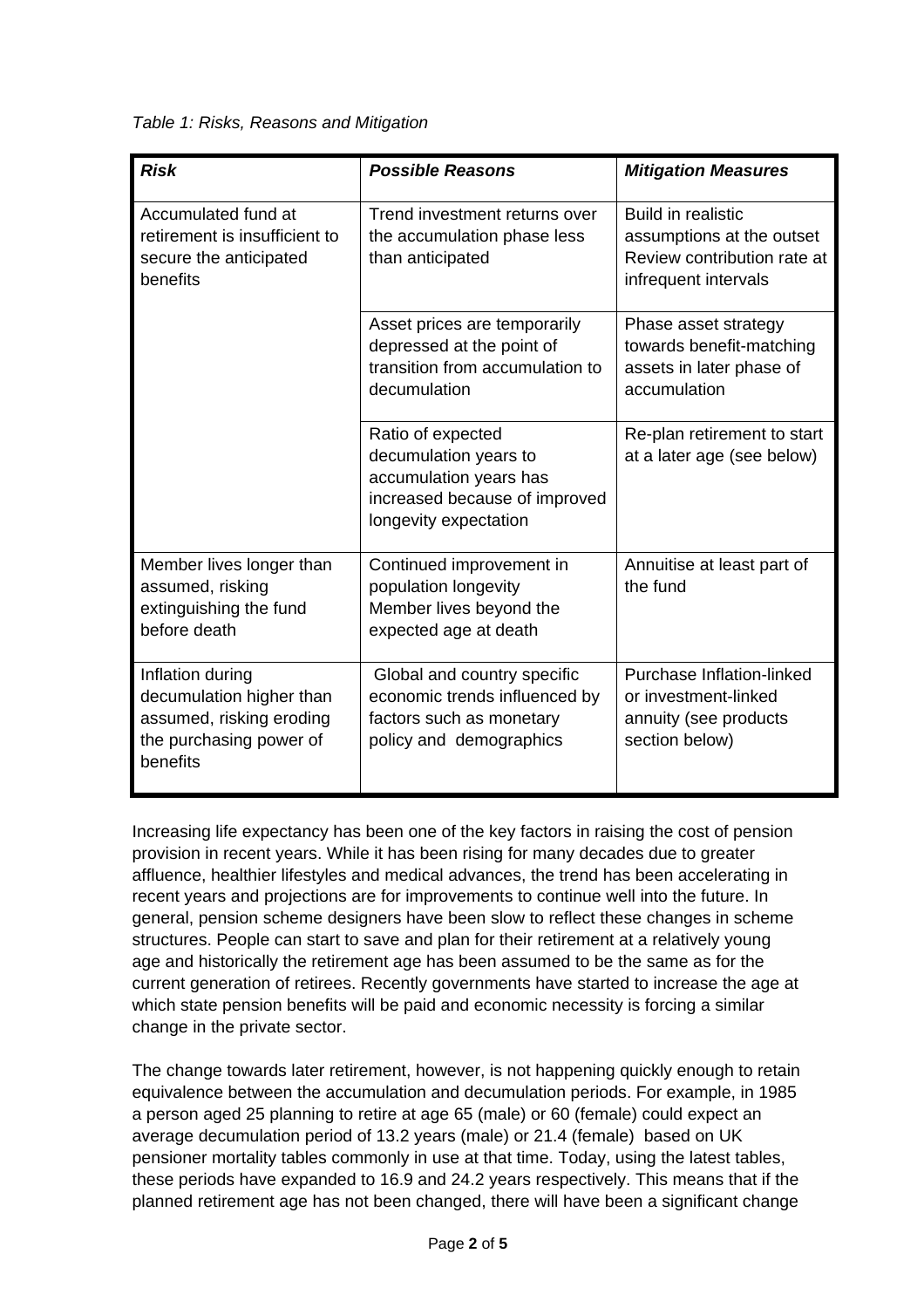*Table 1: Risks, Reasons and Mitigation*

| ***Risk*** | ***Possible Reasons*** | ***Mitigation Measures*** |
|---|---|---|
| Accumulated fund at retirement is insufficient to secure the anticipated benefits | Trend investment returns over the accumulation phase less than anticipated | Build in realistic assumptions at the outset<br>Review contribution rate at infrequent intervals |
| | Asset prices are temporarily depressed at the point of transition from accumulation to decumulation | Phase asset strategy towards benefit-matching assets in later phase of accumulation |
| | Ratio of expected decumulation years to accumulation years has increased because of improved longevity expectation | Re-plan retirement to start at a later age (see below) |
| Member lives longer than assumed, risking extinguishing the fund before death | Continued improvement in population longevity<br>Member lives beyond the expected age at death | Annuitise at least part of the fund |
| Inflation during decumulation higher than assumed, risking eroding the purchasing power of benefits | Global and country specific economic trends influenced by factors such as monetary policy and demographics | Purchase Inflation-linked or investment-linked annuity (see products section below) |

Increasing life expectancy has been one of the key factors in raising the cost of pension provision in recent years. While it has been rising for many decades due to greater affluence, healthier lifestyles and medical advances, the trend has been accelerating in recent years and projections are for improvements to continue well into the future. In general, pension scheme designers have been slow to reflect these changes in scheme structures. People can start to save and plan for their retirement at a relatively young age and historically the retirement age has been assumed to be the same as for the current generation of retirees. Recently governments have started to increase the age at which state pension benefits will be paid and economic necessity is forcing a similar change in the private sector.

The change towards later retirement, however, is not happening quickly enough to retain equivalence between the accumulation and decumulation periods. For example, in 1985 a person aged 25 planning to retire at age 65 (male) or 60 (female) could expect an average decumulation period of 13.2 years (male) or 21.4 (female) based on UK pensioner mortality tables commonly in use at that time. Today, using the latest tables, these periods have expanded to 16.9 and 24.2 years respectively. This means that if the planned retirement age has not been changed, there will have been a significant change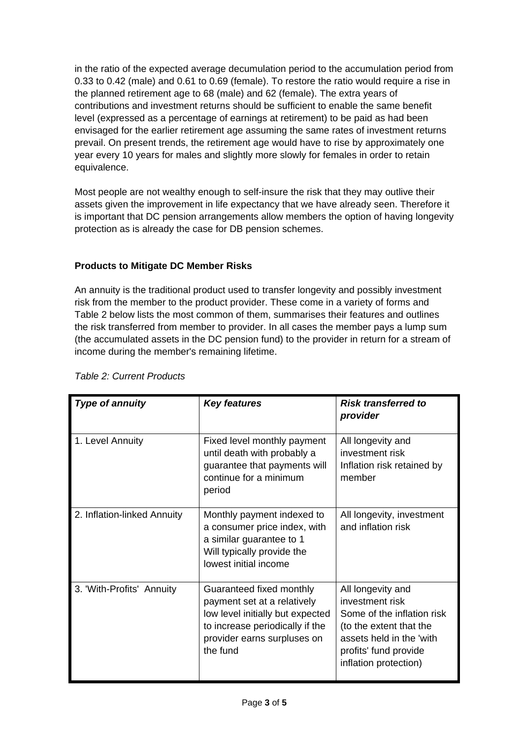in the ratio of the expected average decumulation period to the accumulation period from 0.33 to 0.42 (male) and 0.61 to 0.69 (female). To restore the ratio would require a rise in the planned retirement age to 68 (male) and 62 (female). The extra years of contributions and investment returns should be sufficient to enable the same benefit level (expressed as a percentage of earnings at retirement) to be paid as had been envisaged for the earlier retirement age assuming the same rates of investment returns prevail. On present trends, the retirement age would have to rise by approximately one year every 10 years for males and slightly more slowly for females in order to retain equivalence.

Most people are not wealthy enough to self-insure the risk that they may outlive their assets given the improvement in life expectancy that we have already seen. Therefore it is important that DC pension arrangements allow members the option of having longevity protection as is already the case for DB pension schemes.

**Products to Mitigate DC Member Risks**

An annuity is the traditional product used to transfer longevity and possibly investment risk from the member to the product provider. These come in a variety of forms and Table 2 below lists the most common of them, summarises their features and outlines the risk transferred from member to provider. In all cases the member pays a lump sum (the accumulated assets in the DC pension fund) to the provider in return for a stream of income during the member's remaining lifetime.

*Table 2: Current Products*

| ***Type of annuity*** | ***Key features*** | ***Risk transferred to provider*** |
|---|---|---|
| 1. Level Annuity | Fixed level monthly payment until death with probably a guarantee that payments will continue for a minimum period | All longevity and investment risk<br>Inflation risk retained by member |
| 2. Inflation-linked Annuity | Monthly payment indexed to a consumer price index, with a similar guarantee to 1<br>Will typically provide the lowest initial income | All longevity, investment and inflation risk |
| 3. 'With-Profits' Annuity | Guaranteed fixed monthly payment set at a relatively low level initially but expected to increase periodically if the provider earns surpluses on the fund | All longevity and investment risk<br>Some of the inflation risk (to the extent that the assets held in the 'with profits' fund provide inflation protection) |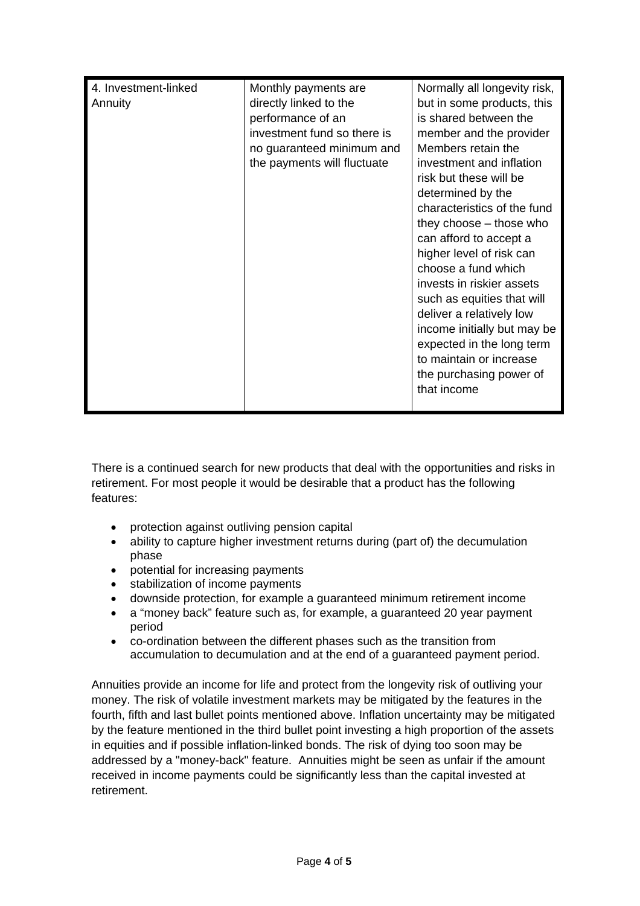| | | |
|---|---|---|
| 4. Investment-linked Annuity | Monthly payments are directly linked to the performance of an investment fund so there is no guaranteed minimum and the payments will fluctuate | Normally all longevity risk, but in some products, this is shared between the member and the provider Members retain the investment and inflation risk but these will be determined by the characteristics of the fund they choose – those who can afford to accept a higher level of risk can choose a fund which invests in riskier assets such as equities that will deliver a relatively low income initially but may be expected in the long term to maintain or increase the purchasing power of that income |

There is a continued search for new products that deal with the opportunities and risks in retirement. For most people it would be desirable that a product has the following features:

- protection against outliving pension capital
- ability to capture higher investment returns during (part of) the decumulation phase
- potential for increasing payments
- stabilization of income payments
- downside protection, for example a guaranteed minimum retirement income
- a "money back" feature such as, for example, a guaranteed 20 year payment period
- co-ordination between the different phases such as the transition from accumulation to decumulation and at the end of a guaranteed payment period.

Annuities provide an income for life and protect from the longevity risk of outliving your money. The risk of volatile investment markets may be mitigated by the features in the fourth, fifth and last bullet points mentioned above. Inflation uncertainty may be mitigated by the feature mentioned in the third bullet point investing a high proportion of the assets in equities and if possible inflation-linked bonds. The risk of dying too soon may be addressed by a "money-back" feature. Annuities might be seen as unfair if the amount received in income payments could be significantly less than the capital invested at retirement.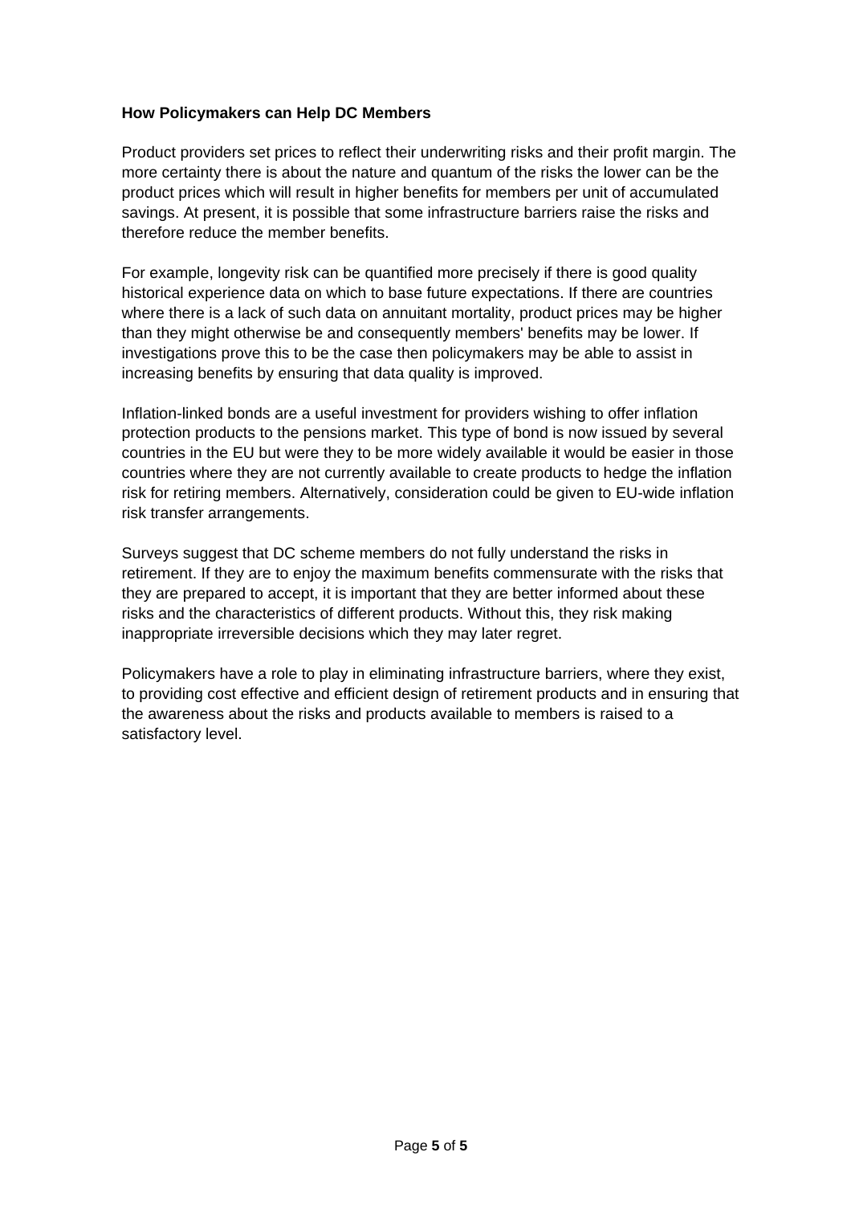**How Policymakers can Help DC Members**

Product providers set prices to reflect their underwriting risks and their profit margin. The more certainty there is about the nature and quantum of the risks the lower can be the product prices which will result in higher benefits for members per unit of accumulated savings. At present, it is possible that some infrastructure barriers raise the risks and therefore reduce the member benefits.

For example, longevity risk can be quantified more precisely if there is good quality historical experience data on which to base future expectations. If there are countries where there is a lack of such data on annuitant mortality, product prices may be higher than they might otherwise be and consequently members' benefits may be lower. If investigations prove this to be the case then policymakers may be able to assist in increasing benefits by ensuring that data quality is improved.

Inflation-linked bonds are a useful investment for providers wishing to offer inflation protection products to the pensions market. This type of bond is now issued by several countries in the EU but were they to be more widely available it would be easier in those countries where they are not currently available to create products to hedge the inflation risk for retiring members. Alternatively, consideration could be given to EU-wide inflation risk transfer arrangements.

Surveys suggest that DC scheme members do not fully understand the risks in retirement. If they are to enjoy the maximum benefits commensurate with the risks that they are prepared to accept, it is important that they are better informed about these risks and the characteristics of different products. Without this, they risk making inappropriate irreversible decisions which they may later regret.

Policymakers have a role to play in eliminating infrastructure barriers, where they exist, to providing cost effective and efficient design of retirement products and in ensuring that the awareness about the risks and products available to members is raised to a satisfactory level.